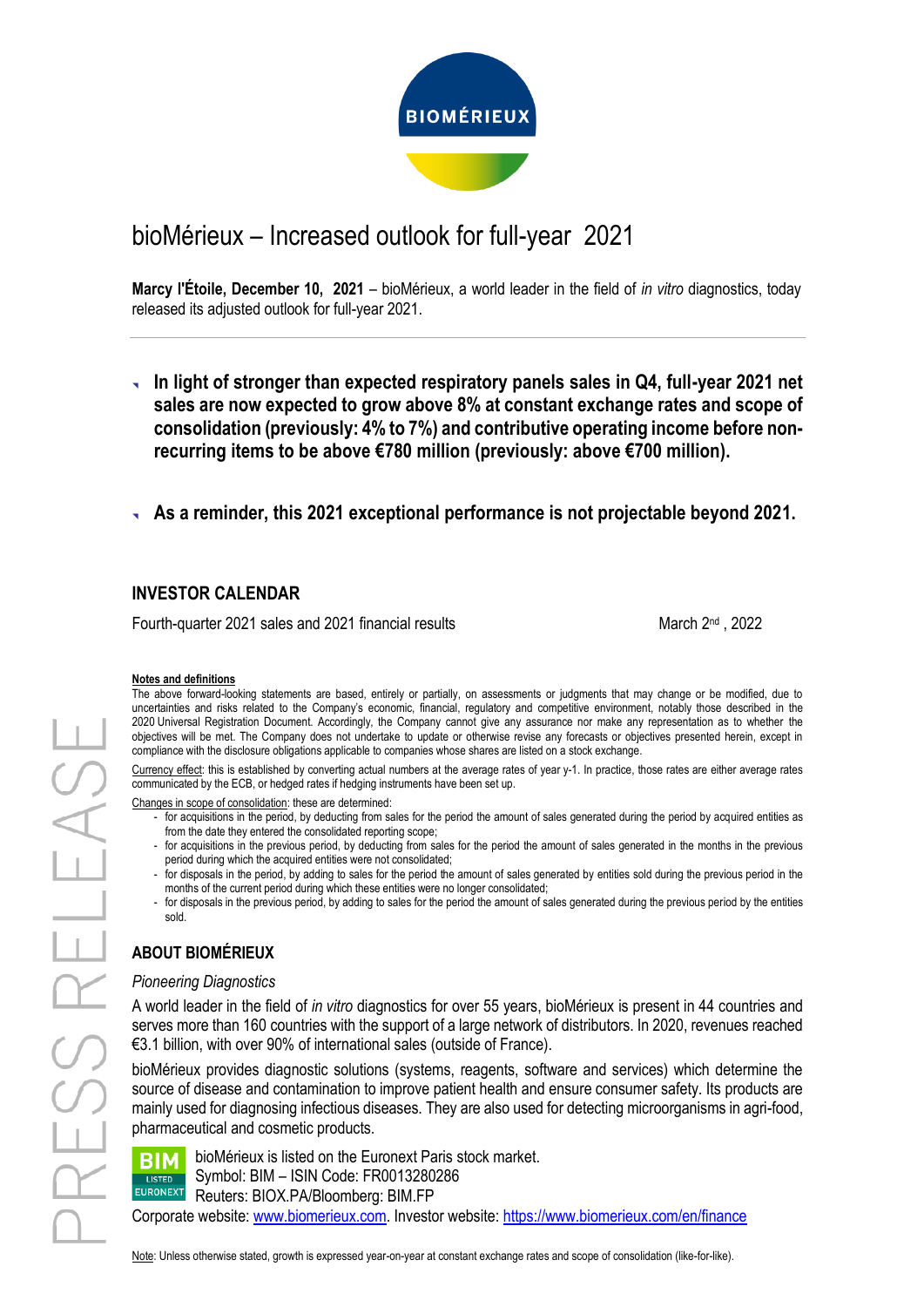# bioMérieux – Increased outlook for full-year 2021

**Marcy l'Étoile, December 10, 2021** – bioMérieux, a world leader in the field of *in vitro* diagnostics, today released its adjusted outlook for full-year 2021.

- **In light of stronger than expected respiratory panels sales in Q4, full-year 2021 net sales are now expected to grow above 8% at constant exchange rates and scope of consolidation (previously: 4% to 7%) and contributive operating income before non-recurring items to be above €780 million (previously: above €700 million).**
- **As a reminder, this 2021 exceptional performance is not projectable beyond 2021.**

## INVESTOR CALENDAR

| | |
|---|---|
| Fourth-quarter 2021 sales and 2021 financial results | March 2nd, 2022 |

**Notes and definitions**

The above forward-looking statements are based, entirely or partially, on assessments or judgments that may change or be modified, due to uncertainties and risks related to the Company's economic, financial, regulatory and competitive environment, notably those described in the 2020 Universal Registration Document. Accordingly, the Company cannot give any assurance nor make any representation as to whether the objectives will be met. The Company does not undertake to update or otherwise revise any forecasts or objectives presented herein, except in compliance with the disclosure obligations applicable to companies whose shares are listed on a stock exchange.

Currency effect: this is established by converting actual numbers at the average rates of year y-1. In practice, those rates are either average rates communicated by the ECB, or hedged rates if hedging instruments have been set up.

Changes in scope of consolidation: these are determined:

- for acquisitions in the period, by deducting from sales for the period the amount of sales generated during the period by acquired entities as from the date they entered the consolidated reporting scope;
- for acquisitions in the previous period, by deducting from sales for the period the amount of sales generated in the months in the previous period during which the acquired entities were not consolidated;
- for disposals in the period, by adding to sales for the period the amount of sales generated by entities sold during the previous period in the months of the current period during which these entities were no longer consolidated;
- for disposals in the previous period, by adding to sales for the period the amount of sales generated during the previous period by the entities sold.

## ABOUT BIOMÉRIEUX

*Pioneering Diagnostics*

A world leader in the field of *in vitro* diagnostics for over 55 years, bioMérieux is present in 44 countries and serves more than 160 countries with the support of a large network of distributors. In 2020, revenues reached €3.1 billion, with over 90% of international sales (outside of France).

bioMérieux provides diagnostic solutions (systems, reagents, software and services) which determine the source of disease and contamination to improve patient health and ensure consumer safety. Its products are mainly used for diagnosing infectious diseases. They are also used for detecting microorganisms in agri-food, pharmaceutical and cosmetic products.

bioMérieux is listed on the Euronext Paris stock market.
Symbol: BIM – ISIN Code: FR0013280286
Reuters: BIOX.PA/Bloomberg: BIM.FP
Corporate website: www.biomerieux.com. Investor website: https://www.biomerieux.com/en/finance

Note: Unless otherwise stated, growth is expressed year-on-year at constant exchange rates and scope of consolidation (like-for-like).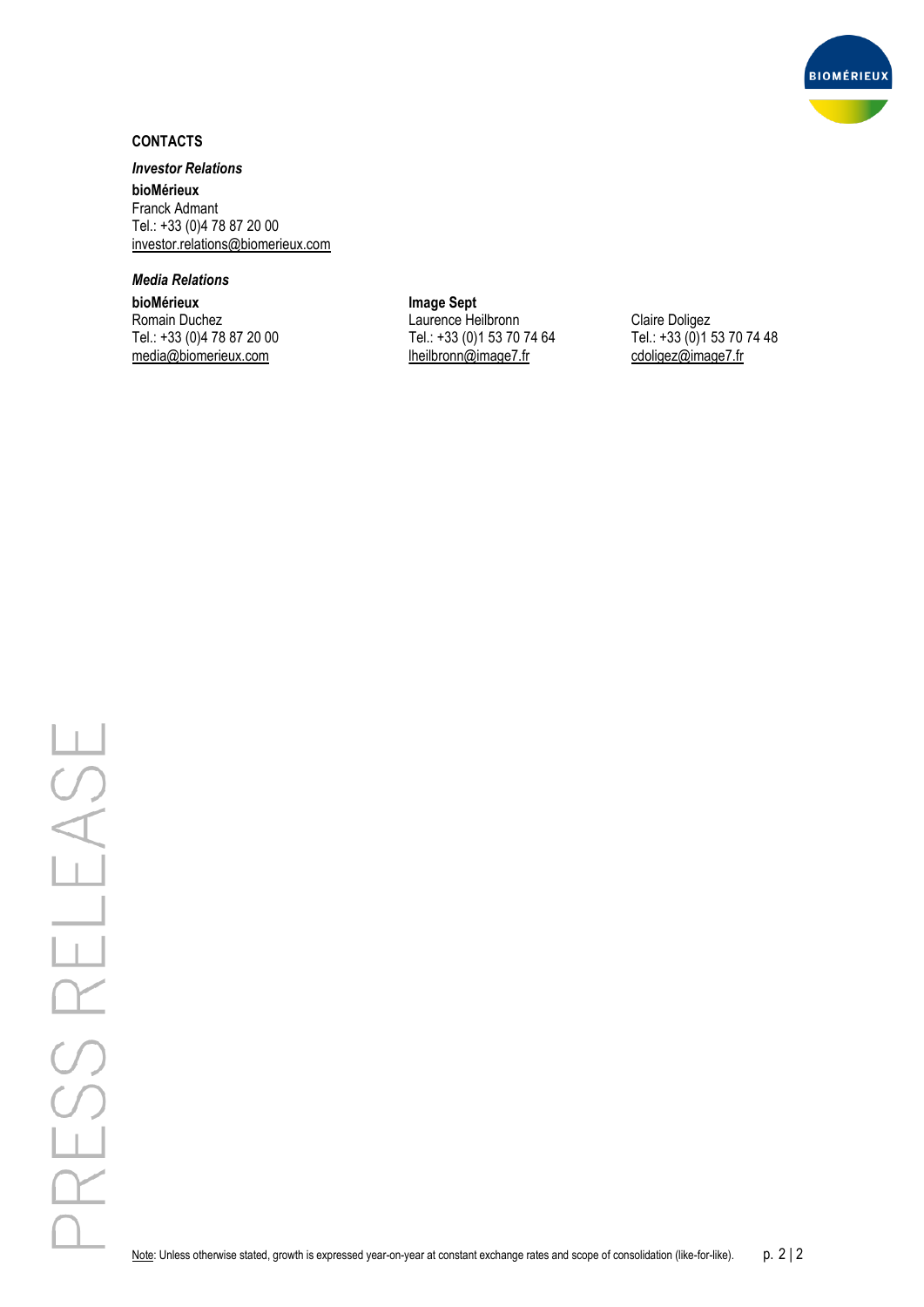## CONTACTS

### *Investor Relations*

**bioMérieux**
Franck Admant
Tel.: +33 (0)4 78 87 20 00
investor.relations@biomerieux.com

### *Media Relations*

**bioMérieux**
Romain Duchez
Tel.: +33 (0)4 78 87 20 00
media@biomerieux.com

**Image Sept**
Laurence Heilbronn
Tel.: +33 (0)1 53 70 74 64
lheilbronn@image7.fr

Claire Doligez
Tel.: +33 (0)1 53 70 74 48
cdoligez@image7.fr

Note: Unless otherwise stated, growth is expressed year-on-year at constant exchange rates and scope of consolidation (like-for-like).